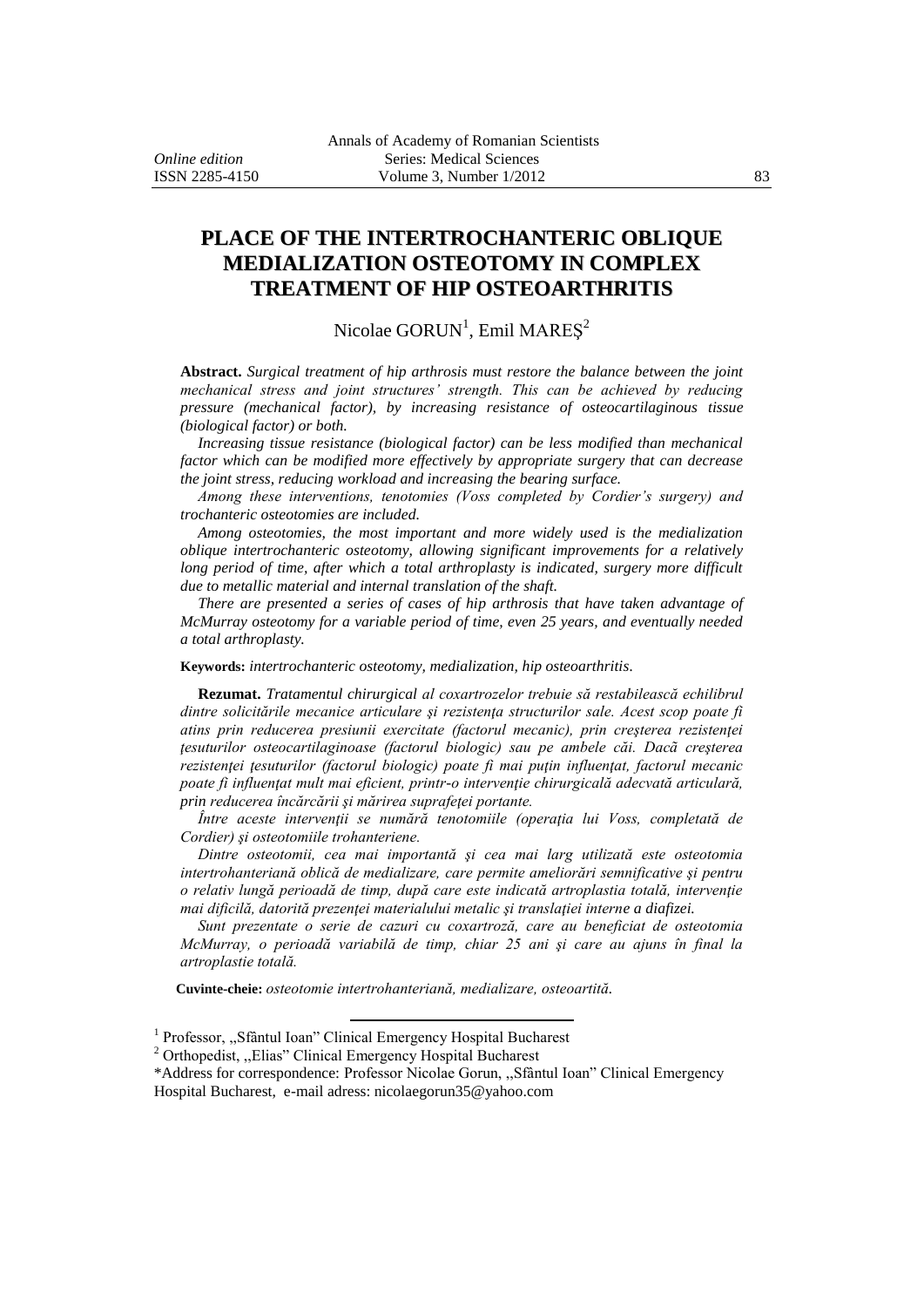# PLACE OF THE INTERTROCHANTERIC OBLIQUE MEDIALIZATION OSTEOTOMY IN COMPLEX TREATMENT OF HIP OSTEOARTHRITIS

Nicolae GORUN[1], Emil MAREŞ[2]

**Abstract.** *Surgical treatment of hip arthrosis must restore the balance between the joint mechanical stress and joint structures' strength. This can be achieved by reducing pressure (mechanical factor), by increasing resistance of osteocartilaginous tissue (biological factor) or both.*

*Increasing tissue resistance (biological factor) can be less modified than mechanical factor which can be modified more effectively by appropriate surgery that can decrease the joint stress, reducing workload and increasing the bearing surface.*

*Among these interventions, tenotomies (Voss completed by Cordier's surgery) and trochanteric osteotomies are included.*

*Among osteotomies, the most important and more widely used is the medialization oblique intertrochanteric osteotomy, allowing significant improvements for a relatively long period of time, after which a total arthroplasty is indicated, surgery more difficult due to metallic material and internal translation of the shaft.*

*There are presented a series of cases of hip arthrosis that have taken advantage of McMurray osteotomy for a variable period of time, even 25 years, and eventually needed a total arthroplasty.*

**Keywords:** *intertrochanteric osteotomy, medialization, hip osteoarthritis*.

**Rezumat.** *Tratamentul chirurgical al coxartrozelor trebuie să restabilească echilibrul dintre solicitările mecanice articulare şi rezistenţa structurilor sale. Acest scop poate fi atins prin reducerea presiunii exercitate (factorul mecanic), prin creşterea rezistenţei ţesuturilor osteocartilaginoase (factorul biologic) sau pe ambele căi. Dacă creşterea rezistenţei ţesuturilor (factorul biologic) poate fi mai puţin influenţat, factorul mecanic poate fi influenţat mult mai eficient, printr-o intervenţie chirurgicală adecvată articulară, prin reducerea încărcării şi mărirea suprafeţei portante.*

*Între aceste intervenţii se numără tenotomiile (operaţia lui Voss, completată de Cordier) şi osteotomiile trohanteriene.*

*Dintre osteotomii, cea mai importantă şi cea mai larg utilizată este osteotomia intertrohanteriană oblică de medializare, care permite ameliorări semnificative şi pentru o relativ lungă perioadă de timp, după care este indicată artroplastia totală, intervenţie mai dificilă, datorită prezenţei materialului metalic şi translaţiei interne a diafizei.*

*Sunt prezentate o serie de cazuri cu coxartroză, care au beneficiat de osteotomia McMurray, o perioadă variabilă de timp, chiar 25 ani şi care au ajuns în final la artroplastie totală.*

**Cuvinte-cheie:** *osteotomie intertrohanteriană, medializare, osteoartită.*

---

[1] Professor, ,,Sfântul Ioan" Clinical Emergency Hospital Bucharest

[2] Orthopedist, ,,Elias" Clinical Emergency Hospital Bucharest

*Address for correspondence: Professor Nicolae Gorun, ,,Sfântul Ioan" Clinical Emergency Hospital Bucharest, e-mail adress: nicolaegorun35@yahoo.com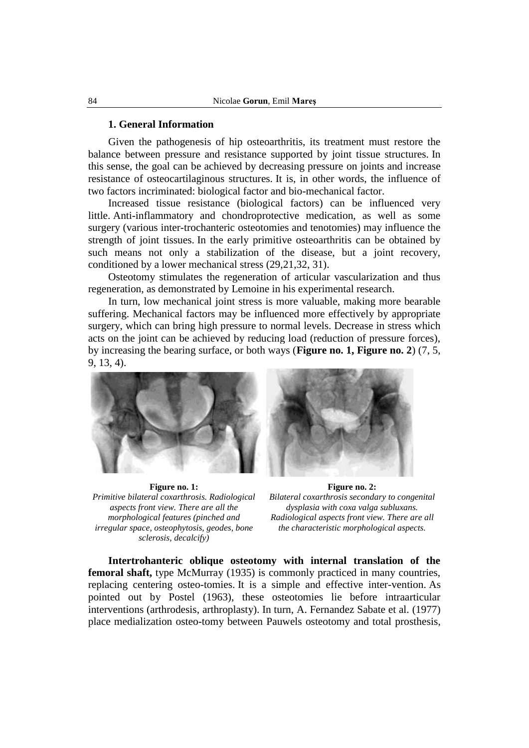## 1. General Information

Given the pathogenesis of hip osteoarthritis, its treatment must restore the balance between pressure and resistance supported by joint tissue structures. In this sense, the goal can be achieved by decreasing pressure on joints and increase resistance of osteocartilaginous structures. It is, in other words, the influence of two factors incriminated: biological factor and bio-mechanical factor.

Increased tissue resistance (biological factors) can be influenced very little. Anti-inflammatory and chondroprotective medication, as well as some surgery (various inter-trochanteric osteotomies and tenotomies) may influence the strength of joint tissues. In the early primitive osteoarthritis can be obtained by such means not only a stabilization of the disease, but a joint recovery, conditioned by a lower mechanical stress (29,21,32, 31).

Osteotomy stimulates the regeneration of articular vascularization and thus regeneration, as demonstrated by Lemoine in his experimental research.

In turn, low mechanical joint stress is more valuable, making more bearable suffering. Mechanical factors may be influenced more effectively by appropriate surgery, which can bring high pressure to normal levels. Decrease in stress which acts on the joint can be achieved by reducing load (reduction of pressure forces), by increasing the bearing surface, or both ways (**Figure no. 1, Figure no. 2**) (7, 5, 9, 13, 4).

**Figure no. 1:**
*Primitive bilateral coxarthrosis. Radiological aspects front view. There are all the morphological features (pinched and irregular space, osteophytosis, geodes, bone sclerosis, decalcify)*

**Figure no. 2:**
*Bilateral coxarthrosis secondary to congenital dysplasia with coxa valga subluxans. Radiological aspects front view. There are all the characteristic morphological aspects.*

**Intertrohanteric oblique osteotomy with internal translation of the femoral shaft,** type McMurray (1935) is commonly practiced in many countries, replacing centering osteo-tomies. It is a simple and effective inter-vention. As pointed out by Postel (1963), these osteotomies lie before intraarticular interventions (arthrodesis, arthroplasty). In turn, A. Fernandez Sabate et al. (1977) place medialization osteo-tomy between Pauwels osteotomy and total prosthesis,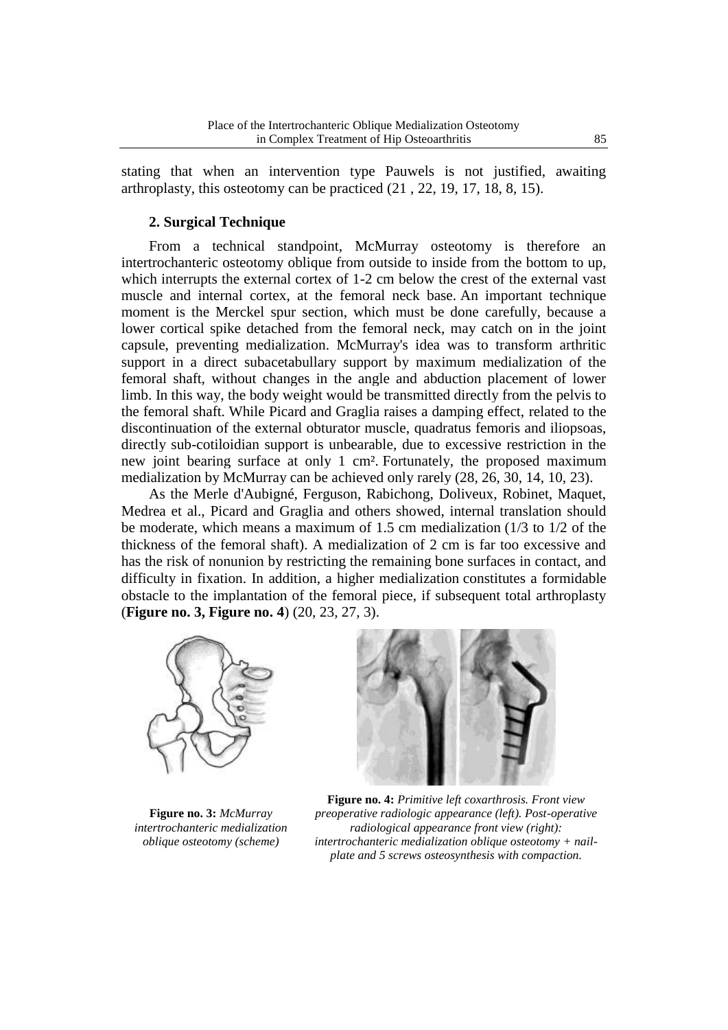stating that when an intervention type Pauwels is not justified, awaiting arthroplasty, this osteotomy can be practiced (21 , 22, 19, 17, 18, 8, 15).

## 2. Surgical Technique

From a technical standpoint, McMurray osteotomy is therefore an intertrochanteric osteotomy oblique from outside to inside from the bottom to up, which interrupts the external cortex of 1-2 cm below the crest of the external vast muscle and internal cortex, at the femoral neck base. An important technique moment is the Merckel spur section, which must be done carefully, because a lower cortical spike detached from the femoral neck, may catch on in the joint capsule, preventing medialization. McMurray's idea was to transform arthritic support in a direct subacetabullary support by maximum medialization of the femoral shaft, without changes in the angle and abduction placement of lower limb. In this way, the body weight would be transmitted directly from the pelvis to the femoral shaft. While Picard and Graglia raises a damping effect, related to the discontinuation of the external obturator muscle, quadratus femoris and iliopsoas, directly sub-cotiloidian support is unbearable, due to excessive restriction in the new joint bearing surface at only 1 cm². Fortunately, the proposed maximum medialization by McMurray can be achieved only rarely (28, 26, 30, 14, 10, 23).

As the Merle d'Aubigné, Ferguson, Rabichong, Doliveux, Robinet, Maquet, Medrea et al., Picard and Graglia and others showed, internal translation should be moderate, which means a maximum of 1.5 cm medialization (1/3 to 1/2 of the thickness of the femoral shaft). A medialization of 2 cm is far too excessive and has the risk of nonunion by restricting the remaining bone surfaces in contact, and difficulty in fixation. In addition, a higher medialization constitutes a formidable obstacle to the implantation of the femoral piece, if subsequent total arthroplasty (**Figure no. 3, Figure no. 4**) (20, 23, 27, 3).

**Figure no. 3:** *McMurray intertrochanteric medialization oblique osteotomy (scheme)*

**Figure no. 4:** *Primitive left coxarthrosis. Front view preoperative radiologic appearance (left). Post-operative radiological appearance front view (right): intertrochanteric medialization oblique osteotomy + nail-plate and 5 screws osteosynthesis with compaction.*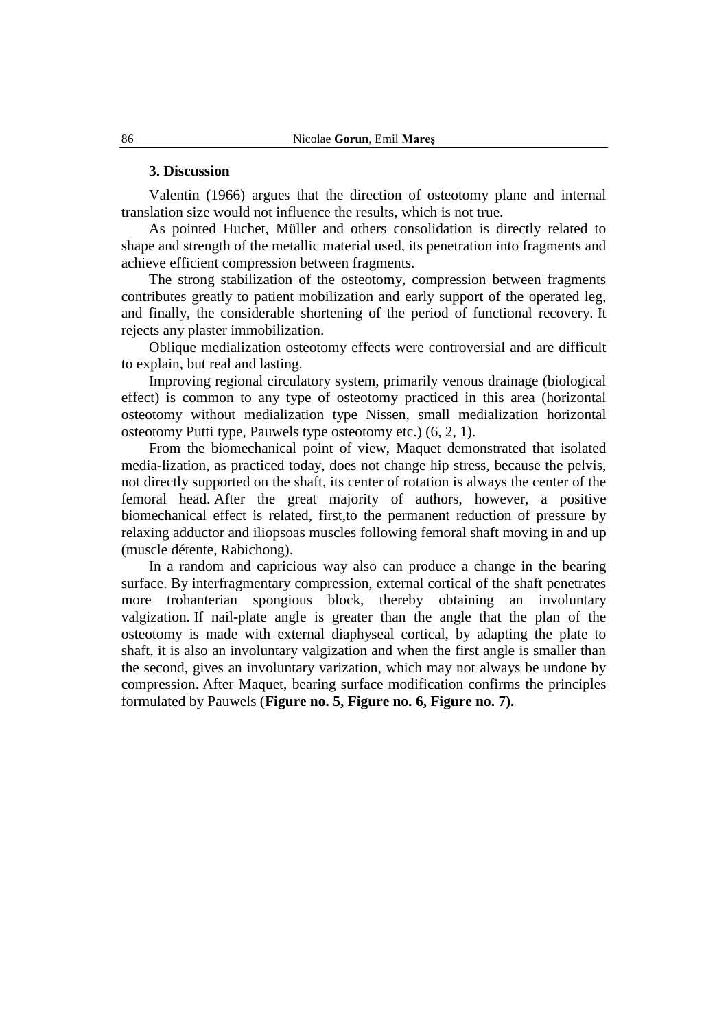### 3. Discussion

Valentin (1966) argues that the direction of osteotomy plane and internal translation size would not influence the results, which is not true.

As pointed Huchet, Müller and others consolidation is directly related to shape and strength of the metallic material used, its penetration into fragments and achieve efficient compression between fragments.

The strong stabilization of the osteotomy, compression between fragments contributes greatly to patient mobilization and early support of the operated leg, and finally, the considerable shortening of the period of functional recovery. It rejects any plaster immobilization.

Oblique medialization osteotomy effects were controversial and are difficult to explain, but real and lasting.

Improving regional circulatory system, primarily venous drainage (biological effect) is common to any type of osteotomy practiced in this area (horizontal osteotomy without medialization type Nissen, small medialization horizontal osteotomy Putti type, Pauwels type osteotomy etc.) (6, 2, 1).

From the biomechanical point of view, Maquet demonstrated that isolated media-lization, as practiced today, does not change hip stress, because the pelvis, not directly supported on the shaft, its center of rotation is always the center of the femoral head. After the great majority of authors, however, a positive biomechanical effect is related, first,to the permanent reduction of pressure by relaxing adductor and iliopsoas muscles following femoral shaft moving in and up (muscle détente, Rabichong).

In a random and capricious way also can produce a change in the bearing surface. By interfragmentary compression, external cortical of the shaft penetrates more trohanterian spongious block, thereby obtaining an involuntary valgization. If nail-plate angle is greater than the angle that the plan of the osteotomy is made with external diaphyseal cortical, by adapting the plate to shaft, it is also an involuntary valgization and when the first angle is smaller than the second, gives an involuntary varization, which may not always be undone by compression. After Maquet, bearing surface modification confirms the principles formulated by Pauwels (**Figure no. 5, Figure no. 6, Figure no. 7).**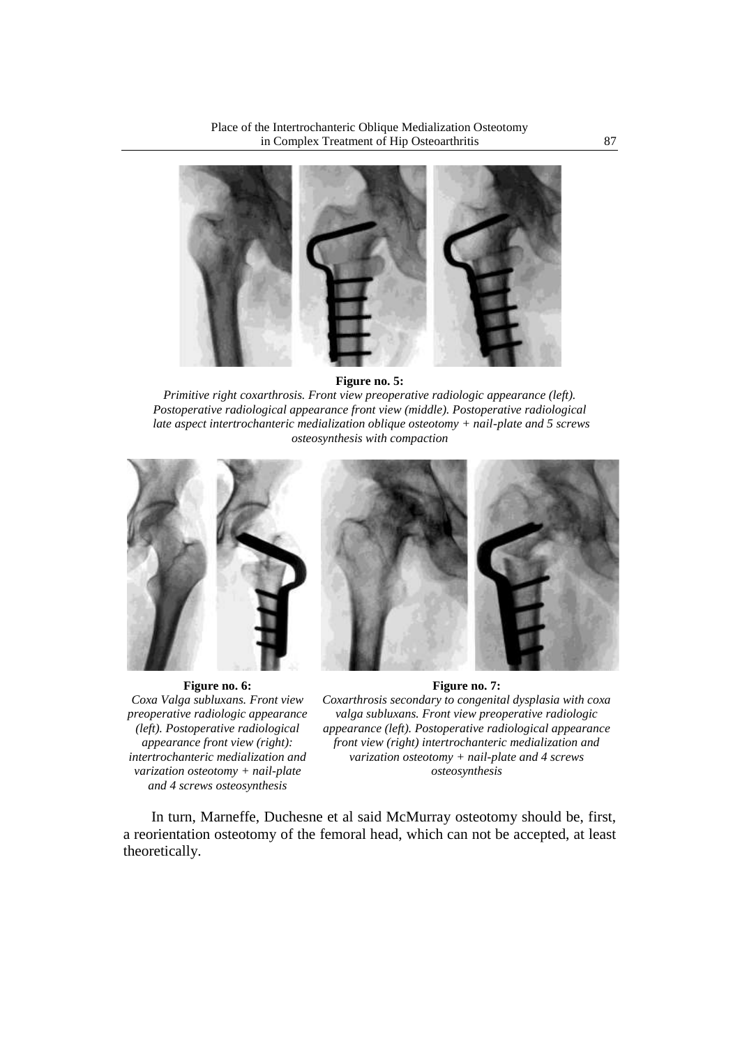**Figure no. 5:**

*Primitive right coxarthrosis. Front view preoperative radiologic appearance (left). Postoperative radiological appearance front view (middle). Postoperative radiological late aspect intertrochanteric medialization oblique osteotomy + nail-plate and 5 screws osteosynthesis with compaction*

**Figure no. 6:**

*Coxa Valga subluxans. Front view preoperative radiologic appearance (left). Postoperative radiological appearance front view (right): intertrochanteric medialization and varization osteotomy + nail-plate and 4 screws osteosynthesis*

**Figure no. 7:**

*Coxarthrosis secondary to congenital dysplasia with coxa valga subluxans. Front view preoperative radiologic appearance (left). Postoperative radiological appearance front view (right) intertrochanteric medialization and varization osteotomy + nail-plate and 4 screws osteosynthesis*

In turn, Marneffe, Duchesne et al said McMurray osteotomy should be, first, a reorientation osteotomy of the femoral head, which can not be accepted, at least theoretically.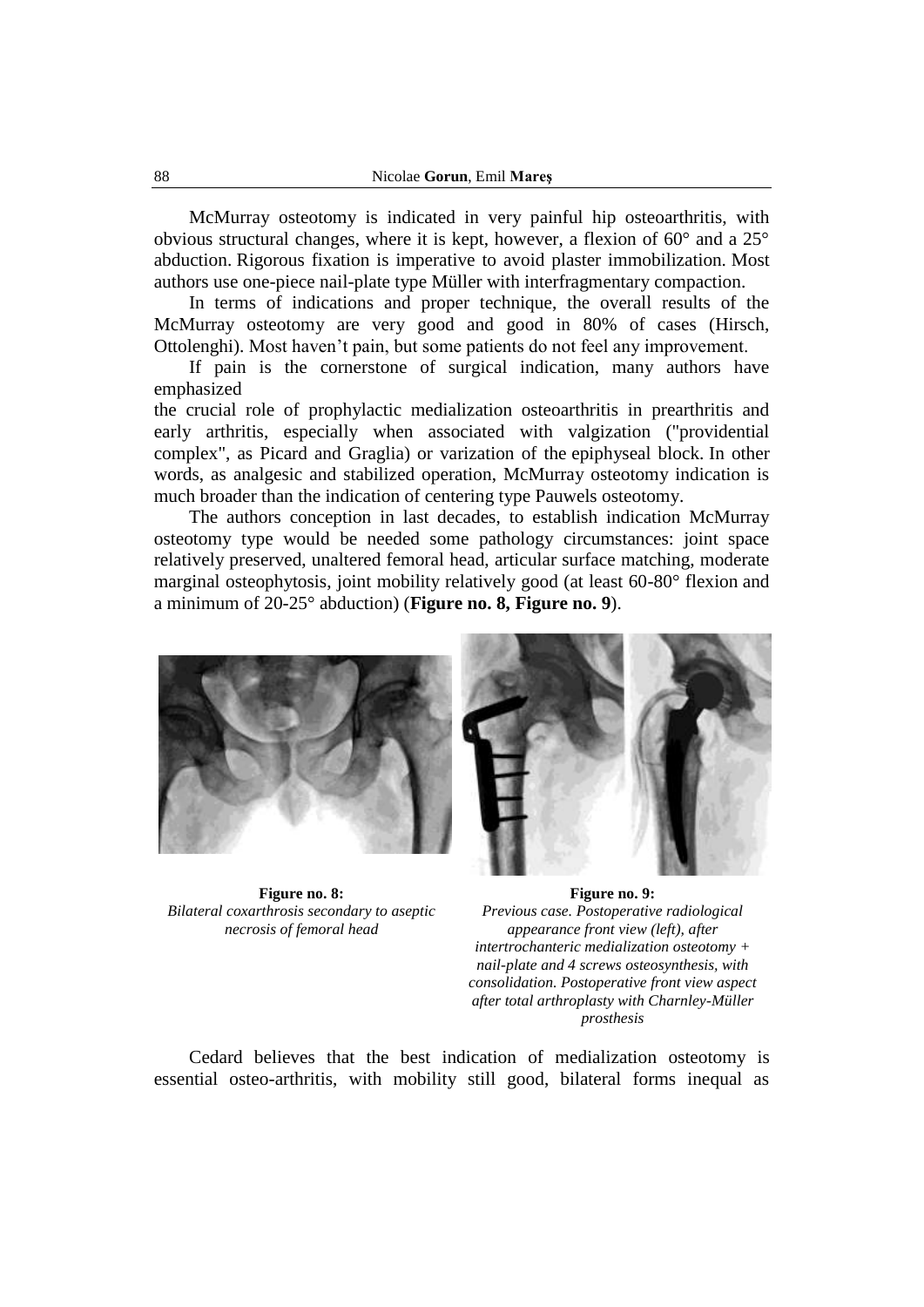McMurray osteotomy is indicated in very painful hip osteoarthritis, with obvious structural changes, where it is kept, however, a flexion of 60° and a 25° abduction. Rigorous fixation is imperative to avoid plaster immobilization. Most authors use one-piece nail-plate type Müller with interfragmentary compaction.

In terms of indications and proper technique, the overall results of the McMurray osteotomy are very good and good in 80% of cases (Hirsch, Ottolenghi). Most haven't pain, but some patients do not feel any improvement.

If pain is the cornerstone of surgical indication, many authors have emphasized

the crucial role of prophylactic medialization osteoarthritis in prearthritis and early arthritis, especially when associated with valgization ("providential complex", as Picard and Graglia) or varization of the epiphyseal block. In other words, as analgesic and stabilized operation, McMurray osteotomy indication is much broader than the indication of centering type Pauwels osteotomy.

The authors conception in last decades, to establish indication McMurray osteotomy type would be needed some pathology circumstances: joint space relatively preserved, unaltered femoral head, articular surface matching, moderate marginal osteophytosis, joint mobility relatively good (at least 60-80° flexion and a minimum of 20-25° abduction) (**Figure no. 8, Figure no. 9**).

**Figure no. 8:**
*Bilateral coxarthrosis secondary to aseptic necrosis of femoral head*

**Figure no. 9:**
*Previous case. Postoperative radiological appearance front view (left), after intertrochanteric medialization osteotomy + nail-plate and 4 screws osteosynthesis, with consolidation. Postoperative front view aspect after total arthroplasty with Charnley-Müller prosthesis*

Cedard believes that the best indication of medialization osteotomy is essential osteo-arthritis, with mobility still good, bilateral forms inequal as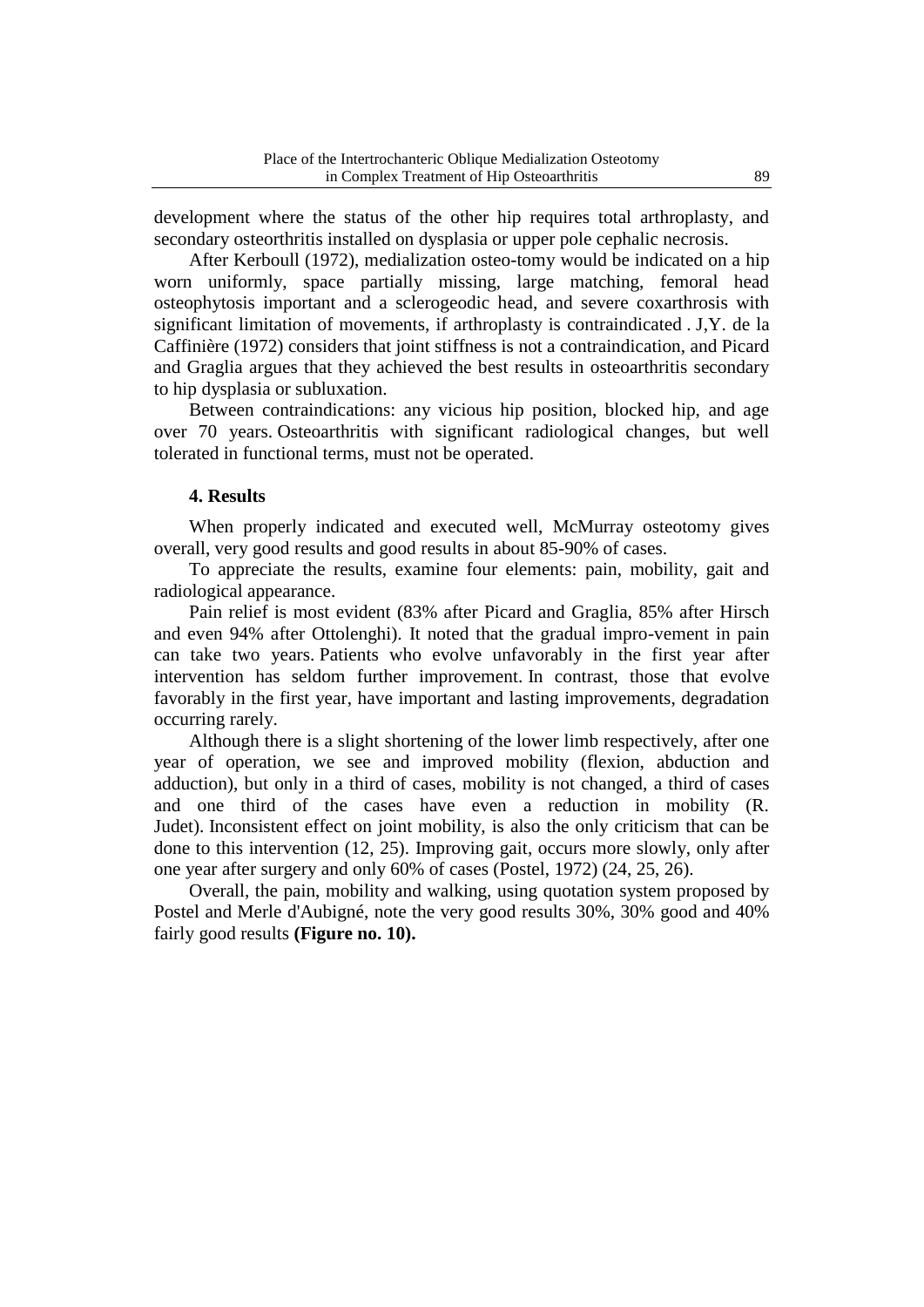development where the status of the other hip requires total arthroplasty, and secondary osteorthritis installed on dysplasia or upper pole cephalic necrosis.

After Kerboull (1972), medialization osteo-tomy would be indicated on a hip worn uniformly, space partially missing, large matching, femoral head osteophytosis important and a sclerogeodic head, and severe coxarthrosis with significant limitation of movements, if arthroplasty is contraindicated . J,Y. de la Caffinière (1972) considers that joint stiffness is not a contraindication, and Picard and Graglia argues that they achieved the best results in osteoarthritis secondary to hip dysplasia or subluxation.

Between contraindications: any vicious hip position, blocked hip, and age over 70 years. Osteoarthritis with significant radiological changes, but well tolerated in functional terms, must not be operated.

## 4. Results

When properly indicated and executed well, McMurray osteotomy gives overall, very good results and good results in about 85-90% of cases.

To appreciate the results, examine four elements: pain, mobility, gait and radiological appearance.

Pain relief is most evident (83% after Picard and Graglia, 85% after Hirsch and even 94% after Ottolenghi). It noted that the gradual impro-vement in pain can take two years. Patients who evolve unfavorably in the first year after intervention has seldom further improvement. In contrast, those that evolve favorably in the first year, have important and lasting improvements, degradation occurring rarely.

Although there is a slight shortening of the lower limb respectively, after one year of operation, we see and improved mobility (flexion, abduction and adduction), but only in a third of cases, mobility is not changed, a third of cases and one third of the cases have even a reduction in mobility (R. Judet). Inconsistent effect on joint mobility, is also the only criticism that can be done to this intervention (12, 25). Improving gait, occurs more slowly, only after one year after surgery and only 60% of cases (Postel, 1972) (24, 25, 26).

Overall, the pain, mobility and walking, using quotation system proposed by Postel and Merle d'Aubigné, note the very good results 30%, 30% good and 40% fairly good results **(Figure no. 10).**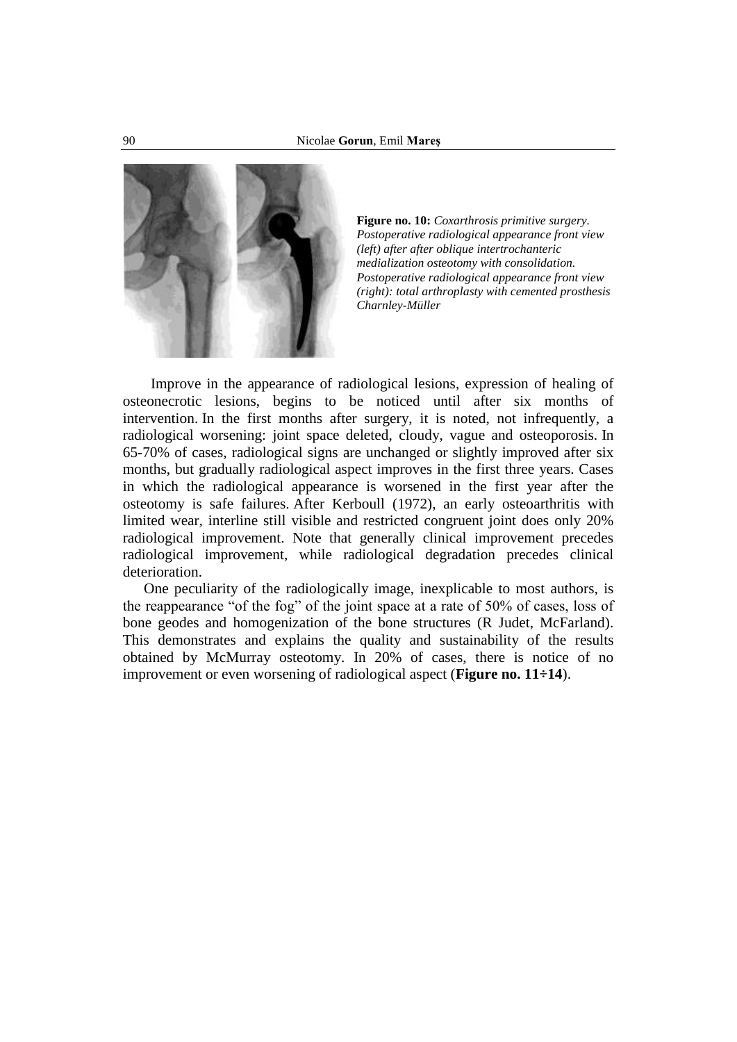**Figure no. 10:** *Coxarthrosis primitive surgery. Postoperative radiological appearance front view (left) after after oblique intertrochanteric medialization osteotomy with consolidation. Postoperative radiological appearance front view (right): total arthroplasty with cemented prosthesis Charnley-Müller*

Improve in the appearance of radiological lesions, expression of healing of osteonecrotic lesions, begins to be noticed until after six months of intervention. In the first months after surgery, it is noted, not infrequently, a radiological worsening: joint space deleted, cloudy, vague and osteoporosis. In 65-70% of cases, radiological signs are unchanged or slightly improved after six months, but gradually radiological aspect improves in the first three years. Cases in which the radiological appearance is worsened in the first year after the osteotomy is safe failures. After Kerboull (1972), an early osteoarthritis with limited wear, interline still visible and restricted congruent joint does only 20% radiological improvement. Note that generally clinical improvement precedes radiological improvement, while radiological degradation precedes clinical deterioration.

One peculiarity of the radiologically image, inexplicable to most authors, is the reappearance "of the fog" of the joint space at a rate of 50% of cases, loss of bone geodes and homogenization of the bone structures (R Judet, McFarland). This demonstrates and explains the quality and sustainability of the results obtained by McMurray osteotomy. In 20% of cases, there is notice of no improvement or even worsening of radiological aspect (**Figure no. 11÷14**).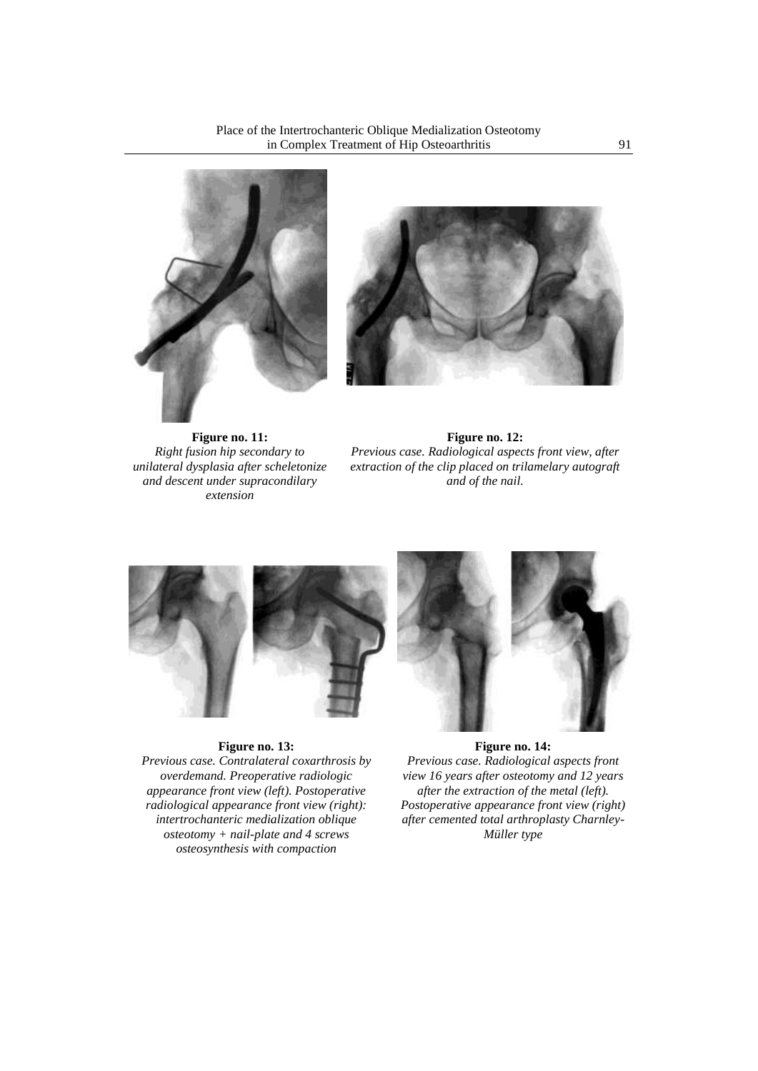**Figure no. 11:**
*Right fusion hip secondary to unilateral dysplasia after scheletonize and descent under supracondilary extension*

**Figure no. 12:**
*Previous case. Radiological aspects front view, after extraction of the clip placed on trilamelary autograft and of the nail.*

**Figure no. 13:**
*Previous case. Contralateral coxarthrosis by overdemand. Preoperative radiologic appearance front view (left). Postoperative radiological appearance front view (right): intertrochanteric medialization oblique osteotomy + nail-plate and 4 screws osteosynthesis with compaction*

**Figure no. 14:**
*Previous case. Radiological aspects front view 16 years after osteotomy and 12 years after the extraction of the metal (left). Postoperative appearance front view (right) after cemented total arthroplasty Charnley-Müller type*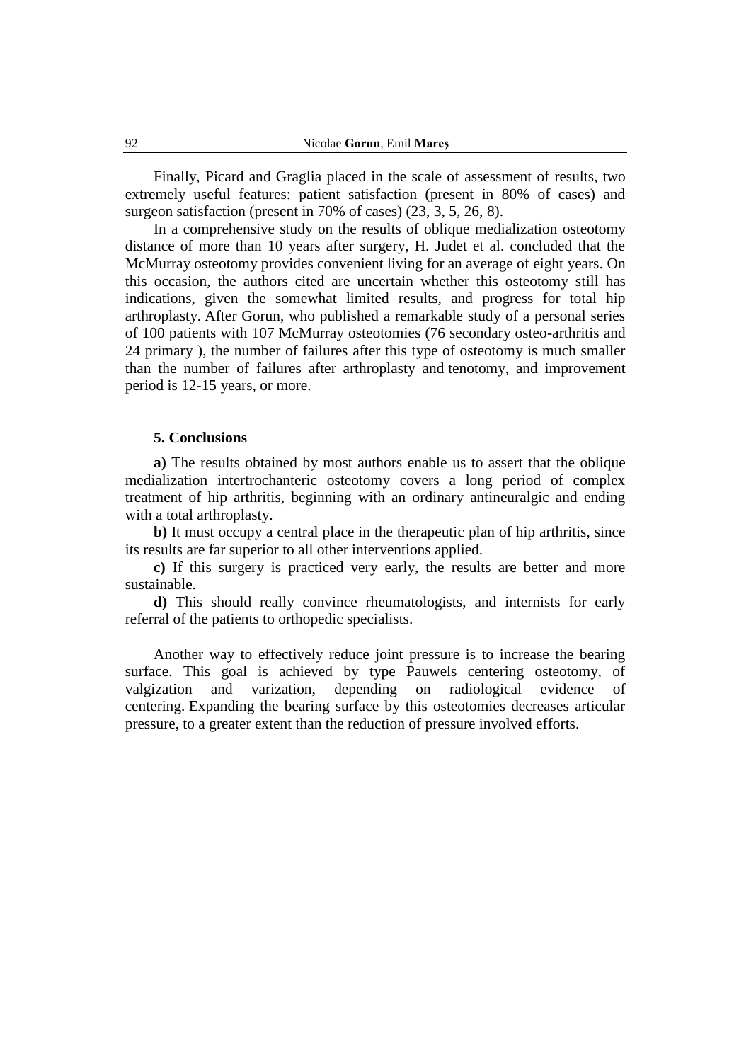Finally, Picard and Graglia placed in the scale of assessment of results, two extremely useful features: patient satisfaction (present in 80% of cases) and surgeon satisfaction (present in 70% of cases) (23, 3, 5, 26, 8).

In a comprehensive study on the results of oblique medialization osteotomy distance of more than 10 years after surgery, H. Judet et al. concluded that the McMurray osteotomy provides convenient living for an average of eight years. On this occasion, the authors cited are uncertain whether this osteotomy still has indications, given the somewhat limited results, and progress for total hip arthroplasty. After Gorun, who published a remarkable study of a personal series of 100 patients with 107 McMurray osteotomies (76 secondary osteo-arthritis and 24 primary ), the number of failures after this type of osteotomy is much smaller than the number of failures after arthroplasty and tenotomy, and improvement period is 12-15 years, or more.

## 5. Conclusions

**a)** The results obtained by most authors enable us to assert that the oblique medialization intertrochanteric osteotomy covers a long period of complex treatment of hip arthritis, beginning with an ordinary antineuralgic and ending with a total arthroplasty.

**b)** It must occupy a central place in the therapeutic plan of hip arthritis, since its results are far superior to all other interventions applied.

**c)** If this surgery is practiced very early, the results are better and more sustainable.

**d)** This should really convince rheumatologists, and internists for early referral of the patients to orthopedic specialists.

Another way to effectively reduce joint pressure is to increase the bearing surface. This goal is achieved by type Pauwels centering osteotomy, of valgization and varization, depending on radiological evidence of centering. Expanding the bearing surface by this osteotomies decreases articular pressure, to a greater extent than the reduction of pressure involved efforts.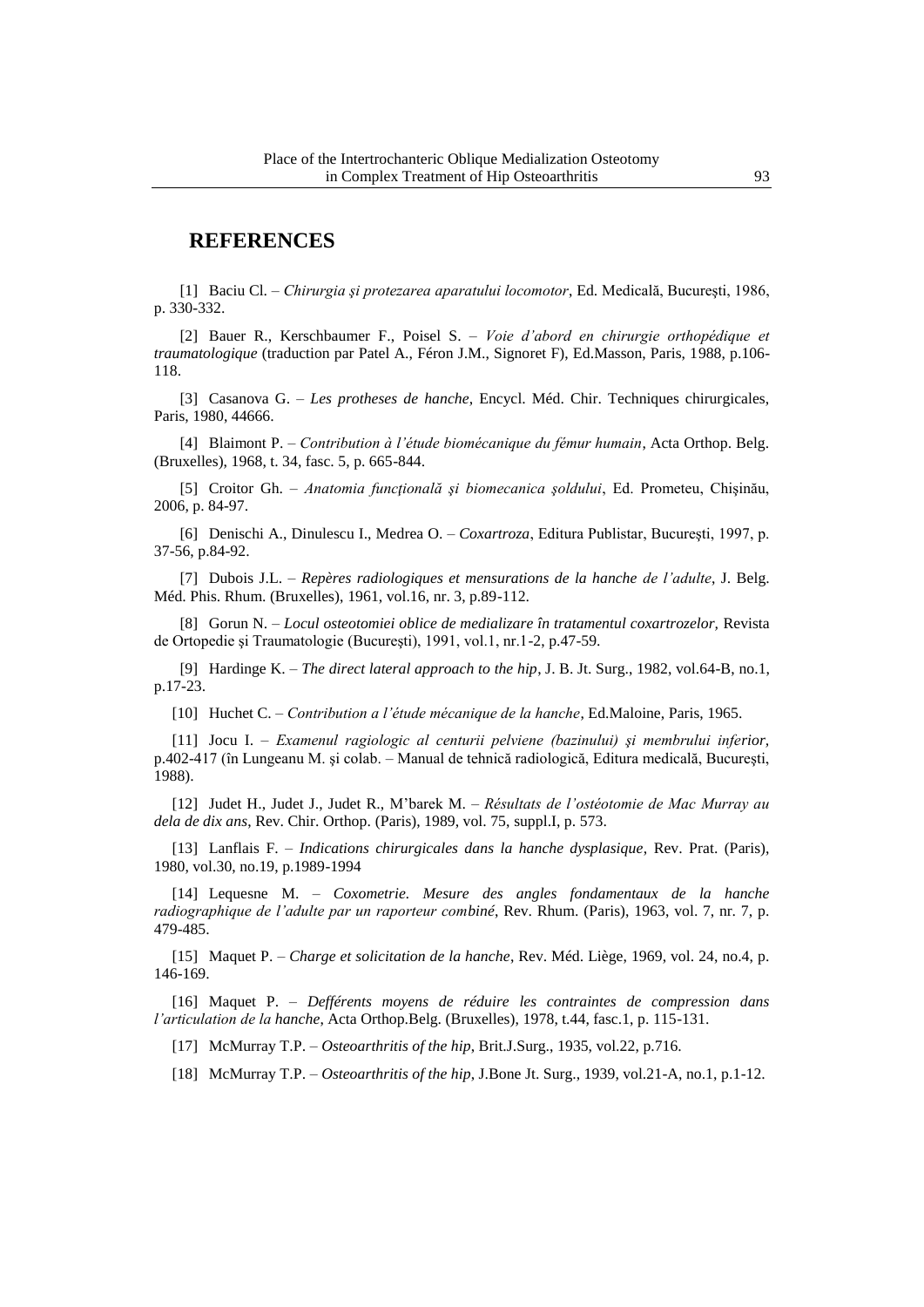## REFERENCES

[1] Baciu Cl. – *Chirurgia şi protezarea aparatului locomotor*, Ed. Medicală, Bucureşti, 1986, p. 330-332.

[2] Bauer R., Kerschbaumer F., Poisel S. – *Voie d'abord en chirurgie orthopédique et traumatologique* (traduction par Patel A., Féron J.M., Signoret F), Ed.Masson, Paris, 1988, p.106-118.

[3] Casanova G. – *Les protheses de hanche*, Encycl. Méd. Chir. Techniques chirurgicales, Paris, 1980, 44666.

[4] Blaimont P. – *Contribution à l'étude biomécanique du fémur humain*, Acta Orthop. Belg. (Bruxelles), 1968, t. 34, fasc. 5, p. 665-844.

[5] Croitor Gh. – *Anatomia funcţională şi biomecanica şoldului*, Ed. Prometeu, Chişinău, 2006, p. 84-97.

[6] Denischi A., Dinulescu I., Medrea O. – *Coxartroza*, Editura Publistar, Bucureşti, 1997, p. 37-56, p.84-92.

[7] Dubois J.L. – *Repères radiologiques et mensurations de la hanche de l'adulte*, J. Belg. Méd. Phis. Rhum. (Bruxelles), 1961, vol.16, nr. 3, p.89-112.

[8] Gorun N. – *Locul osteotomiei oblice de medializare în tratamentul coxartrozelor,* Revista de Ortopedie şi Traumatologie (Bucureşti), 1991, vol.1, nr.1-2, p.47-59.

[9] Hardinge K. – *The direct lateral approach to the hip*, J. B. Jt. Surg., 1982, vol.64-B, no.1, p.17-23.

[10] Huchet C. – *Contribution a l'étude mécanique de la hanche*, Ed.Maloine, Paris, 1965.

[11] Jocu I. – *Examenul ragiologic al centurii pelviene (bazinului) şi membrului inferior*, p.402-417 (în Lungeanu M. şi colab. – Manual de tehnică radiologică, Editura medicală, Bucureşti, 1988).

[12] Judet H., Judet J., Judet R., M'barek M. – *Résultats de l'ostéotomie de Mac Murray au dela de dix ans*, Rev. Chir. Orthop. (Paris), 1989, vol. 75, suppl.I, p. 573.

[13] Lanflais F. – *Indications chirurgicales dans la hanche dysplasique*, Rev. Prat. (Paris), 1980, vol.30, no.19, p.1989-1994

[14] Lequesne M. – *Coxometrie. Mesure des angles fondamentaux de la hanche radiographique de l'adulte par un raporteur combiné*, Rev. Rhum. (Paris), 1963, vol. 7, nr. 7, p. 479-485.

[15] Maquet P. – *Charge et solicitation de la hanche*, Rev. Méd. Liège, 1969, vol. 24, no.4, p. 146-169.

[16] Maquet P. – *Defférents moyens de réduire les contraintes de compression dans l'articulation de la hanche*, Acta Orthop.Belg. (Bruxelles), 1978, t.44, fasc.1, p. 115-131.

[17] McMurray T.P. – *Osteoarthritis of the hip*, Brit.J.Surg., 1935, vol.22, p.716.

[18] McMurray T.P. – *Osteoarthritis of the hip*, J.Bone Jt. Surg., 1939, vol.21-A, no.1, p.1-12.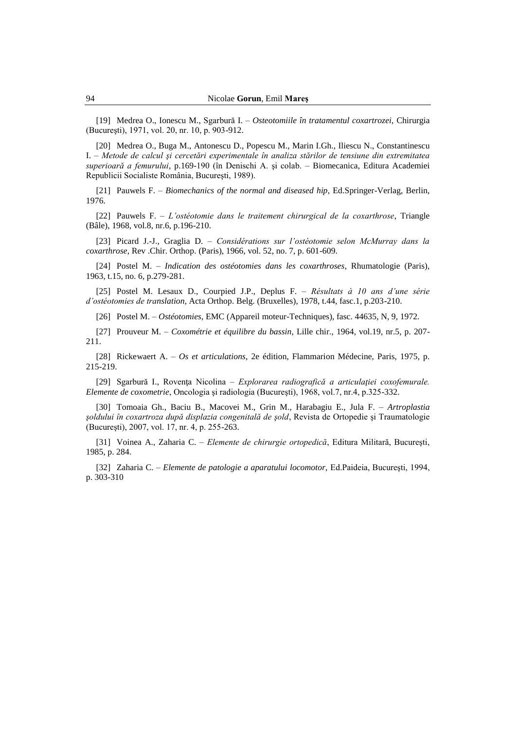[19] Medrea O., Ionescu M., Sgarbură I. – *Osteotomiile în tratamentul coxartrozei*, Chirurgia (Bucureşti), 1971, vol. 20, nr. 10, p. 903-912.

[20] Medrea O., Buga M., Antonescu D., Popescu M., Marin I.Gh., Iliescu N., Constantinescu I. – *Metode de calcul şi cercetări experimentale în analiza stărilor de tensiune din extremitatea superioară a femurului*, p.169-190 (în Denischi A. și colab. – Biomecanica, Editura Academiei Republicii Socialiste România, Bucureşti, 1989).

[21] Pauwels F. – *Biomechanics of the normal and diseased hip*, Ed.Springer-Verlag, Berlin, 1976.

[22] Pauwels F. – *L'ostéotomie dans le traitement chirurgical de la coxarthrose*, Triangle (Bâle), 1968, vol.8, nr.6, p.196-210.

[23] Picard J.-J., Graglia D. – *Considérations sur l'ostéotomie selon McMurray dans la coxarthrose*, Rev .Chir. Orthop. (Paris), 1966, vol. 52, no. 7, p. 601-609.

[24] Postel M. – *Indication des ostéotomies dans les coxarthroses*, Rhumatologie (Paris), 1963, t.15, no. 6, p.279-281.

[25] Postel M. Lesaux D., Courpied J.P., Deplus F. – *Résultats à 10 ans d'une série d'ostéotomies de translation*, Acta Orthop. Belg. (Bruxelles), 1978, t.44, fasc.1, p.203-210.

[26] Postel M. – *Ostéotomies*, EMC (Appareil moteur-Techniques), fasc. 44635, N, 9, 1972.

[27] Prouveur M. – *Coxométrie et équilibre du bassin*, Lille chir., 1964, vol.19, nr.5, p. 207-211.

[28] Rickewaert A. – *Os et articulations*, 2e édition, Flammarion Médecine, Paris, 1975, p. 215-219.

[29] Sgarbură I., Rovenţa Nicolina – *Explorarea radiografică a articulaţiei coxofemurale. Elemente de coxometrie*, Oncologia şi radiologia (Bucureşti), 1968, vol.7, nr.4, p.325-332.

[30] Tomoaia Gh., Baciu B., Macovei M., Grin M., Harabagiu E., Jula F. – *Artroplastia şoldului în coxartroza după displazia congenitală de şold*, Revista de Ortopedie şi Traumatologie (Bucureşti), 2007, vol. 17, nr. 4, p. 255-263.

[31] Voinea A., Zaharia C. – *Elemente de chirurgie ortopedică*, Editura Militară, Bucureşti, 1985, p. 284.

[32] Zaharia C. – *Elemente de patologie a aparatului locomotor*, Ed.Paideia, Bucureşti, 1994, p. 303-310